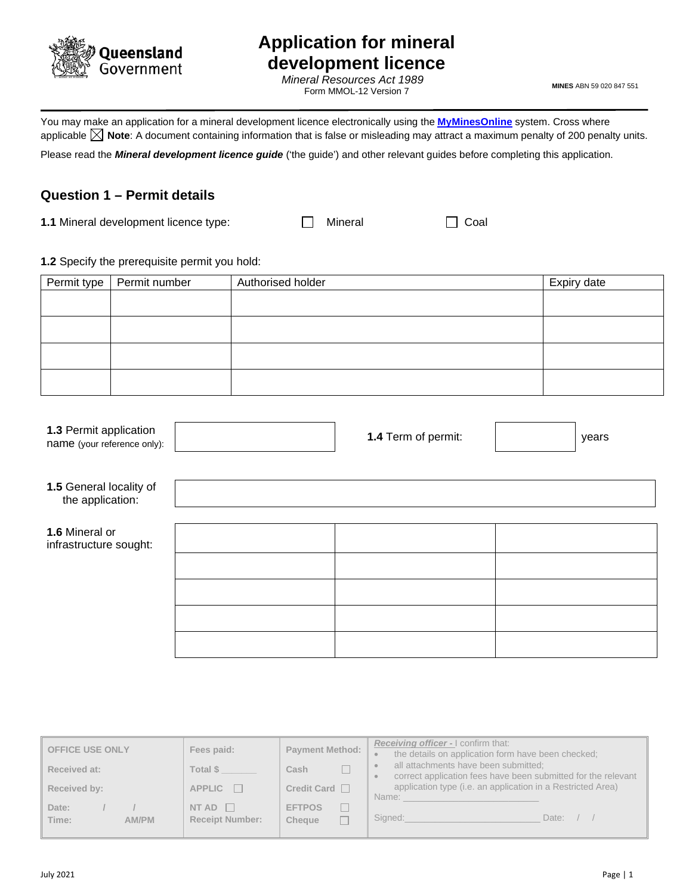Queensland Government

# Application for mineral development licence

*Mineral Resources Act 1989*
Form MMOL-12 Version 7

**MINES** ABN 59 020 847 551

You may make an application for a mineral development licence electronically using the **MyMinesOnline** system. Cross where applicable ☒ **Note**: A document containing information that is false or misleading may attract a maximum penalty of 200 penalty units.

Please read the ***Mineral development licence guide*** ('the guide') and other relevant guides before completing this application.

## Question 1 – Permit details

**1.1** Mineral development licence type: ☐ Mineral ☐ Coal

**1.2** Specify the prerequisite permit you hold:

| Permit type | Permit number | Authorised holder | Expiry date |
|---|---|---|---|
| | | | |
| | | | |
| | | | |
| | | | |

**1.3** Permit application name (your reference only): ____________

**1.4** Term of permit: ______ years

**1.5** General locality of the application: ____________

**1.6** Mineral or infrastructure sought:

| | | |
|---|---|---|
| | | |
| | | |
| | | |
| | | |
| | | |

| OFFICE USE ONLY | Fees paid: | Payment Method: | *Receiving officer* - I confirm that: |
|---|---|---|---|
| Received at: | Total $ _______ | Cash ☐ | • the details on application form have been checked; |
| Received by: | APPLIC ☐ | Credit Card ☐ | • all attachments have been submitted; • correct application fees have been submitted for the relevant application type (i.e. an application in a Restricted Area) Name: ____________ |
| Date: / / Time: AM/PM | NT AD ☐ Receipt Number: | EFTPOS ☐ Cheque ☐ | Signed: ____________ Date: / / |

July 2021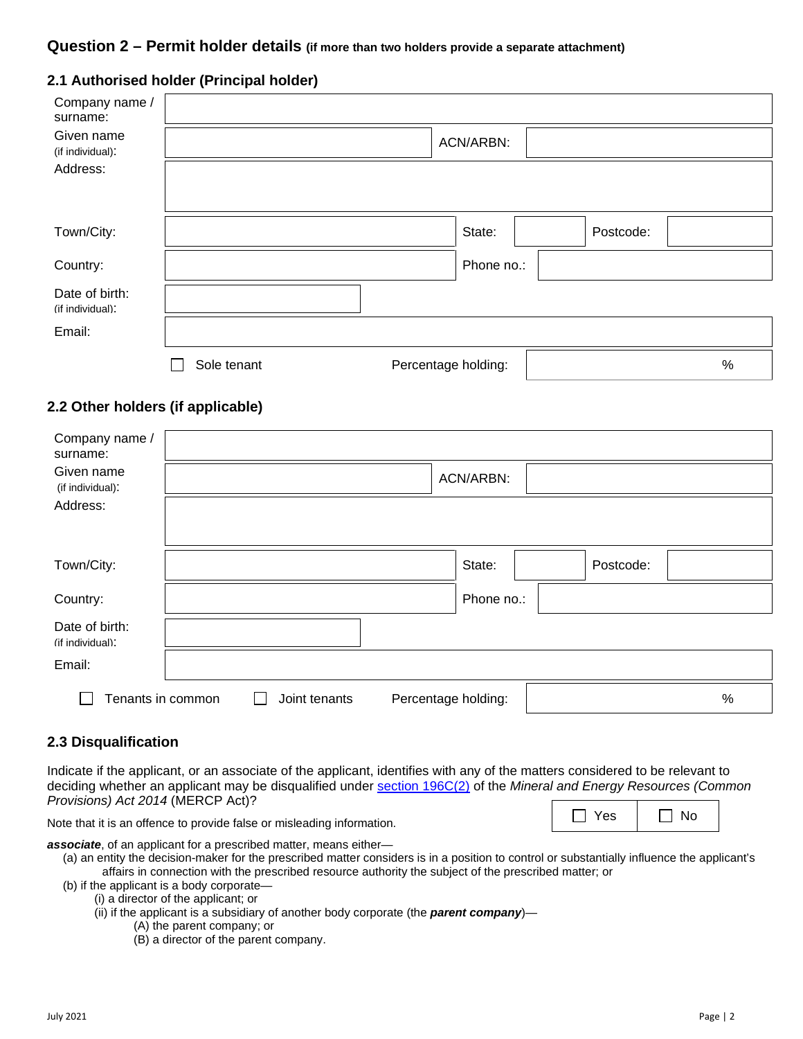## Question 2 – Permit holder details (if more than two holders provide a separate attachment)

### 2.1 Authorised holder (Principal holder)

| | | | | | |
|---|---|---|---|---|---|
| Company name / surname: | | | | | |
| Given name (if individual): | | ACN/ARBN: | | | |
| Address: | | | | | |
| Town/City: | | State: | | Postcode: | |
| Country: | | Phone no.: | | | |
| Date of birth: (if individual): | | | | | |
| Email: | | | | | |

☐ Sole tenant    Percentage holding: %

### 2.2 Other holders (if applicable)

| | | | | | |
|---|---|---|---|---|---|
| Company name / surname: | | | | | |
| Given name (if individual): | | ACN/ARBN: | | | |
| Address: | | | | | |
| Town/City: | | State: | | Postcode: | |
| Country: | | Phone no.: | | | |
| Date of birth: (if individual): | | | | | |
| Email: | | | | | |

☐ Tenants in common    ☐ Joint tenants    Percentage holding: %

### 2.3 Disqualification

Indicate if the applicant, or an associate of the applicant, identifies with any of the matters considered to be relevant to deciding whether an applicant may be disqualified under section 196C(2) of the *Mineral and Energy Resources (Common Provisions) Act 2014* (MERCP Act)?

☐ Yes ☐ No

Note that it is an offence to provide false or misleading information.

***associate***, of an applicant for a prescribed matter, means either—

(a) an entity the decision-maker for the prescribed matter considers is in a position to control or substantially influence the applicant's affairs in connection with the prescribed resource authority the subject of the prescribed matter; or

(b) if the applicant is a body corporate—

- (i) a director of the applicant; or
- (ii) if the applicant is a subsidiary of another body corporate (the ***parent company***)—
  - (A) the parent company; or
  - (B) a director of the parent company.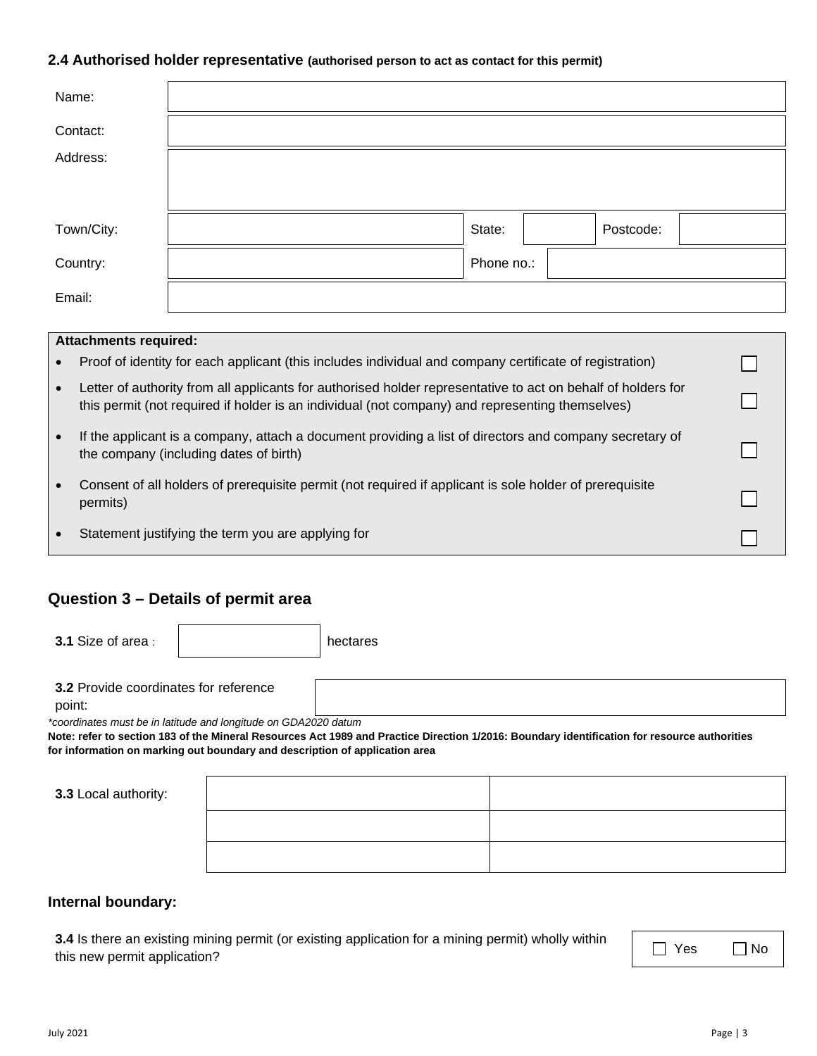### 2.4 Authorised holder representative **(authorised person to act as contact for this permit)**

| | | | | | |
|---|---|---|---|---|---|
| Name: | | | | | |
| Contact: | | | | | |
| Address: | | | | | |
| Town/City: | | State: | | Postcode: | |
| Country: | | Phone no.: | | | |
| Email: | | | | | |

**Attachments required:**

- Proof of identity for each applicant (this includes individual and company certificate of registration) ☐
- Letter of authority from all applicants for authorised holder representative to act on behalf of holders for this permit (not required if holder is an individual (not company) and representing themselves) ☐
- If the applicant is a company, attach a document providing a list of directors and company secretary of the company (including dates of birth) ☐
- Consent of all holders of prerequisite permit (not required if applicant is sole holder of prerequisite permits) ☐
- Statement justifying the term you are applying for ☐

## Question 3 – Details of permit area

**3.1** Size of area : ____________ hectares

**3.2** Provide coordinates for reference point: ____________

*coordinates must be in latitude and longitude on GDA2020 datum*

**Note: refer to section 183 of the Mineral Resources Act 1989 and Practice Direction 1/2016: Boundary identification for resource authorities for information on marking out boundary and description of application area**

**3.3** Local authority:

| | |
|---|---|
| | |
| | |
| | |

### Internal boundary:

**3.4** Is there an existing mining permit (or existing application for a mining permit) wholly within this new permit application? ☐ Yes ☐ No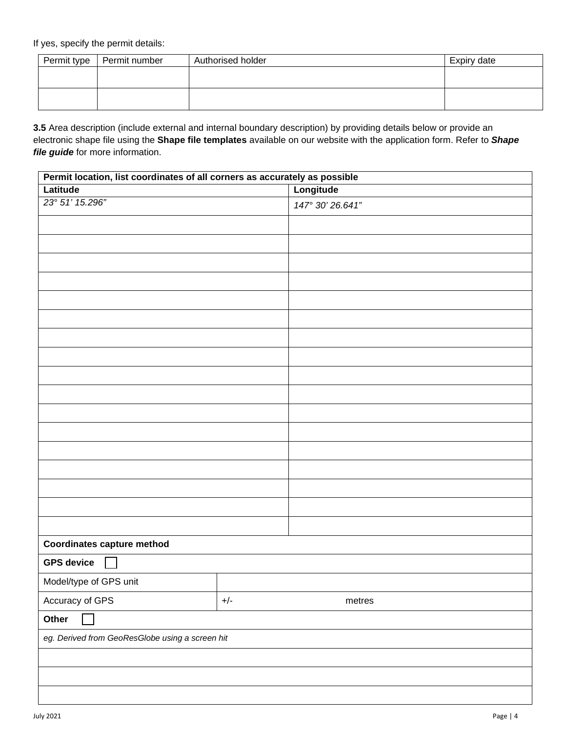If yes, specify the permit details:

| Permit type | Permit number | Authorised holder | Expiry date |
|---|---|---|---|
| | | | |
| | | | |

**3.5** Area description (include external and internal boundary description) by providing details below or provide an electronic shape file using the **Shape file templates** available on our website with the application form. Refer to ***Shape file guide*** for more information.

| **Permit location, list coordinates of all corners as accurately as possible** | |
|---|---|
| **Latitude** | **Longitude** |
| *23° 51’ 15.296”* | *147° 30’ 26.641”* |
| | |
| | |
| | |
| | |
| | |
| | |
| | |
| | |
| | |
| | |
| | |
| | |
| | |
| | |
| | |
| | |
| | |

| **Coordinates capture method** | |
|---|---|
| **GPS device** ☐ | |
| Model/type of GPS unit | |
| Accuracy of GPS | +/- metres |
| **Other** ☐ | |
| *eg. Derived from GeoResGlobe using a screen hit* | |
| | |
| | |
| | |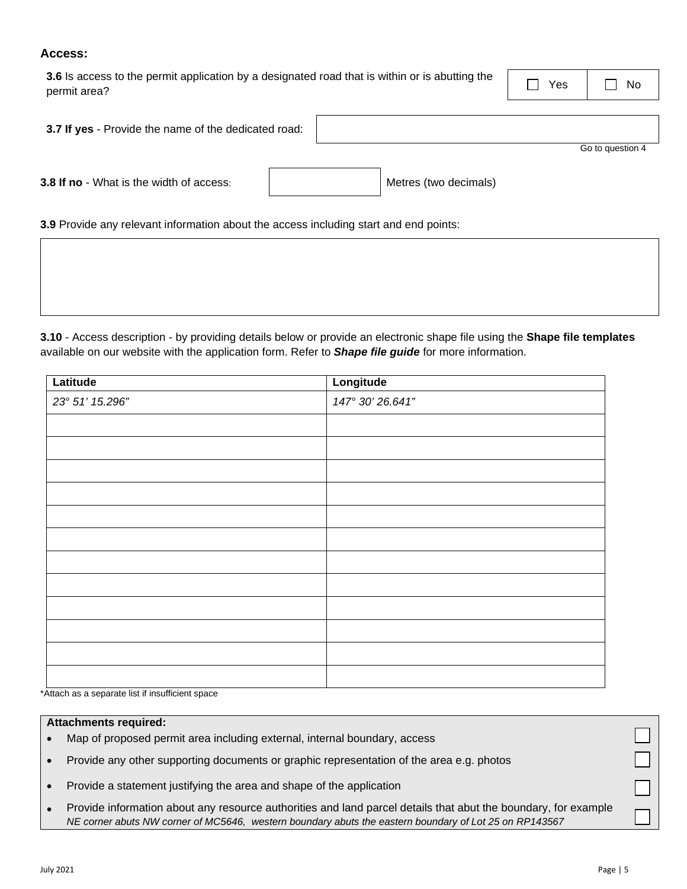## Access:

**3.6** Is access to the permit application by a designated road that is within or is abutting the permit area?

☐ Yes ☐ No

**3.7 If yes** - Provide the name of the dedicated road: \_\_\_\_\_\_\_\_\_\_\_\_\_\_\_\_

Go to question 4

**3.8 If no** - What is the width of access: \_\_\_\_\_\_\_\_ Metres (two decimals)

**3.9** Provide any relevant information about the access including start and end points:

\_\_\_\_\_\_\_\_\_\_\_\_\_\_\_\_\_\_\_\_\_\_\_\_\_\_\_\_\_\_\_\_\_\_\_\_\_\_\_\_

**3.10** - Access description - by providing details below or provide an electronic shape file using the **Shape file templates** available on our website with the application form. Refer to ***Shape file guide*** for more information.

| Latitude | Longitude |
|---|---|
| *23° 51' 15.296"* | *147° 30' 26.641"* |
| | |
| | |
| | |
| | |
| | |
| | |
| | |
| | |
| | |
| | |
| | |
| | |

*Attach as a separate list if insufficient space

**Attachments required:**

- Map of proposed permit area including external, internal boundary, access ☐
- Provide any other supporting documents or graphic representation of the area e.g. photos ☐
- Provide a statement justifying the area and shape of the application ☐
- Provide information about any resource authorities and land parcel details that abut the boundary, for example *NE corner abuts NW corner of MC5646, western boundary abuts the eastern boundary of Lot 25 on RP143567* ☐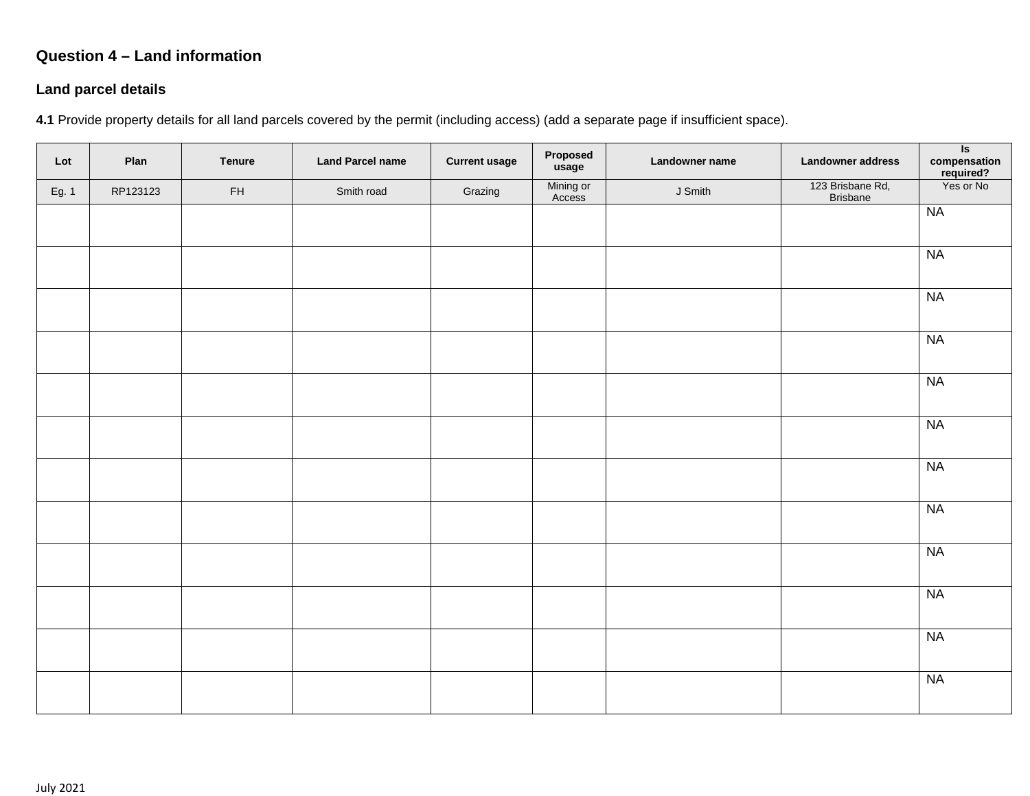## Question 4 – Land information

### Land parcel details

**4.1** Provide property details for all land parcels covered by the permit (including access) (add a separate page if insufficient space).

| Lot | Plan | Tenure | Land Parcel name | Current usage | Proposed usage | Landowner name | Landowner address | Is compensation required? |
|---|---|---|---|---|---|---|---|---|
| Eg. 1 | RP123123 | FH | Smith road | Grazing | Mining or Access | J Smith | 123 Brisbane Rd, Brisbane | Yes or No |
| | | | | | | | | NA |
| | | | | | | | | NA |
| | | | | | | | | NA |
| | | | | | | | | NA |
| | | | | | | | | NA |
| | | | | | | | | NA |
| | | | | | | | | NA |
| | | | | | | | | NA |
| | | | | | | | | NA |
| | | | | | | | | NA |
| | | | | | | | | NA |
| | | | | | | | | NA |

July 2021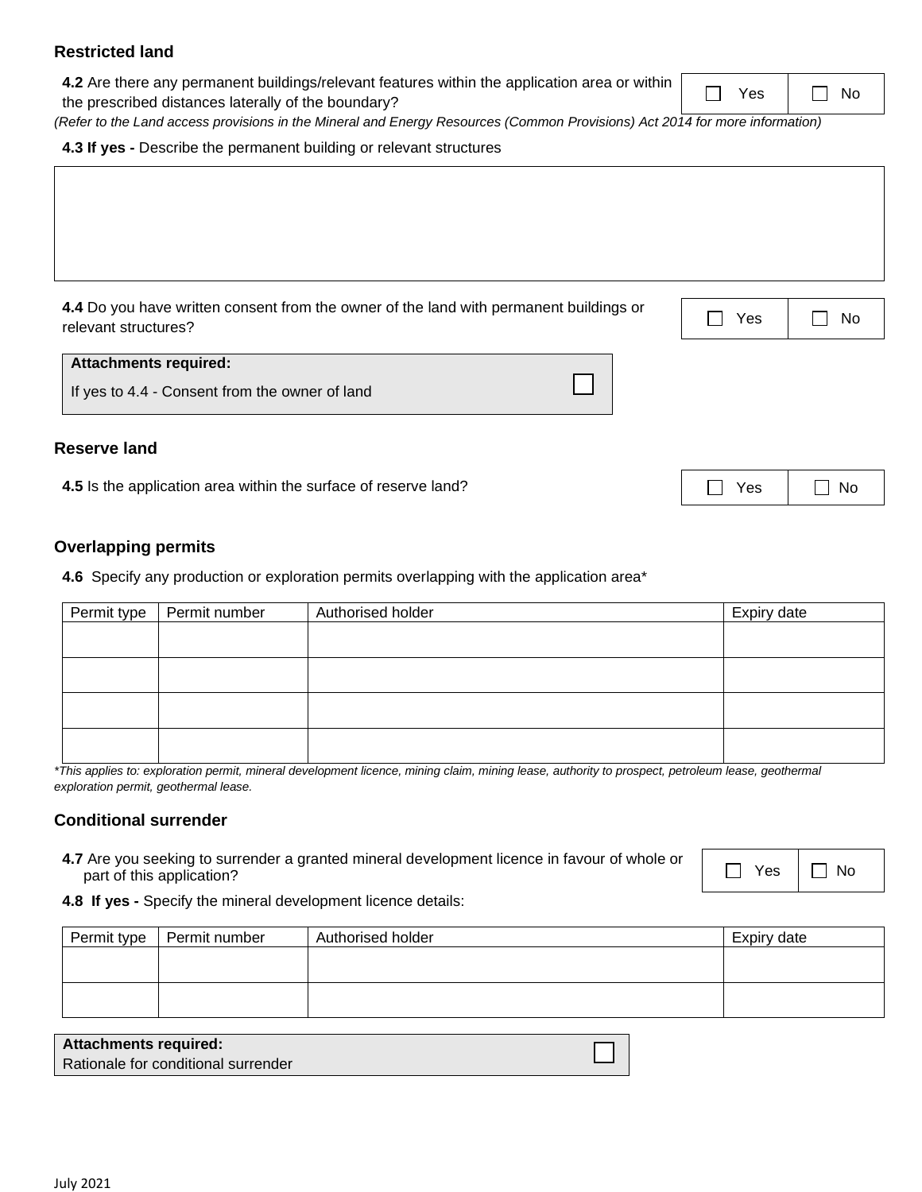### Restricted land

**4.2** Are there any permanent buildings/relevant features within the application area or within the prescribed distances laterally of the boundary?

☐ Yes ☐ No

*(Refer to the Land access provisions in the Mineral and Energy Resources (Common Provisions) Act 2014 for more information)*

**4.3 If yes -** Describe the permanent building or relevant structures

| |
|---|
| |

**4.4** Do you have written consent from the owner of the land with permanent buildings or relevant structures?

☐ Yes ☐ No

**Attachments required:**
If yes to 4.4 - Consent from the owner of land ☐

### Reserve land

**4.5** Is the application area within the surface of reserve land?

☐ Yes ☐ No

### Overlapping permits

**4.6** Specify any production or exploration permits overlapping with the application area*

| Permit type | Permit number | Authorised holder | Expiry date |
|---|---|---|---|
| | | | |
| | | | |
| | | | |
| | | | |

*\*This applies to: exploration permit, mineral development licence, mining claim, mining lease, authority to prospect, petroleum lease, geothermal exploration permit, geothermal lease.*

### Conditional surrender

**4.7** Are you seeking to surrender a granted mineral development licence in favour of whole or part of this application?

☐ Yes ☐ No

**4.8 If yes -** Specify the mineral development licence details:

| Permit type | Permit number | Authorised holder | Expiry date |
|---|---|---|---|
| | | | |
| | | | |

**Attachments required:**
Rationale for conditional surrender ☐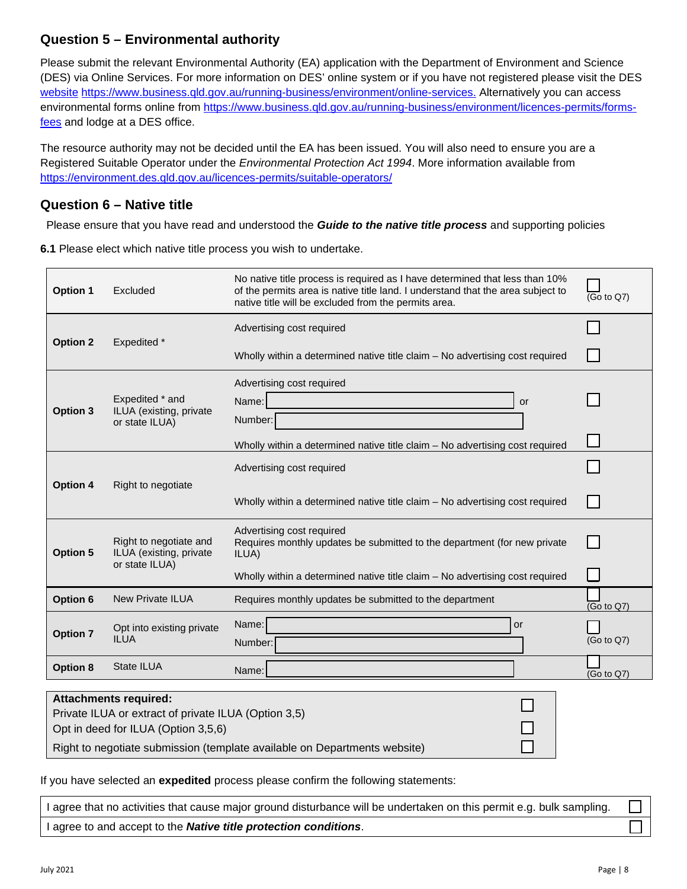## Question 5 – Environmental authority

Please submit the relevant Environmental Authority (EA) application with the Department of Environment and Science (DES) via Online Services. For more information on DES' online system or if you have not registered please visit the DES website https://www.business.qld.gov.au/running-business/environment/online-services. Alternatively you can access environmental forms online from https://www.business.qld.gov.au/running-business/environment/licences-permits/forms-fees and lodge at a DES office.

The resource authority may not be decided until the EA has been issued. You will also need to ensure you are a Registered Suitable Operator under the *Environmental Protection Act 1994*. More information available from https://environment.des.qld.gov.au/licences-permits/suitable-operators/

## Question 6 – Native title

Please ensure that you have read and understood the ***Guide to the native title process*** and supporting policies

**6.1** Please elect which native title process you wish to undertake.

| | | | |
|---|---|---|---|
| **Option 1** | Excluded | No native title process is required as I have determined that less than 10% of the permits area is native title land. I understand that the area subject to native title will be excluded from the permits area. | ☐ (Go to Q7) |
| **Option 2** | Expedited * | Advertising cost required | ☐ |
| | | Wholly within a determined native title claim – No advertising cost required | ☐ |
| **Option 3** | Expedited * and ILUA (existing, private or state ILUA) | Advertising cost required<br>Name: \_\_\_\_\_\_\_\_ or<br>Number: \_\_\_\_\_\_\_\_ | ☐ |
| | | Wholly within a determined native title claim – No advertising cost required | ☐ |
| **Option 4** | Right to negotiate | Advertising cost required | ☐ |
| | | Wholly within a determined native title claim – No advertising cost required | ☐ |
| **Option 5** | Right to negotiate and ILUA (existing, private or state ILUA) | Advertising cost required<br>Requires monthly updates be submitted to the department (for new private ILUA) | ☐ |
| | | Wholly within a determined native title claim – No advertising cost required | ☐ |
| **Option 6** | New Private ILUA | Requires monthly updates be submitted to the department | ☐ (Go to Q7) |
| **Option 7** | Opt into existing private ILUA | Name: \_\_\_\_\_\_\_\_ or<br>Number: \_\_\_\_\_\_\_\_ | ☐ (Go to Q7) |
| **Option 8** | State ILUA | Name: \_\_\_\_\_\_\_\_ | ☐ (Go to Q7) |

| **Attachments required:** | |
|---|---|
| Private ILUA or extract of private ILUA (Option 3,5) | ☐ |
| Opt in deed for ILUA (Option 3,5,6) | ☐ |
| Right to negotiate submission (template available on Departments website) | ☐ |

If you have selected an **expedited** process please confirm the following statements:

| | |
|---|---|
| I agree that no activities that cause major ground disturbance will be undertaken on this permit e.g. bulk sampling. | ☐ |
| I agree to and accept to the ***Native title protection conditions***. | ☐ |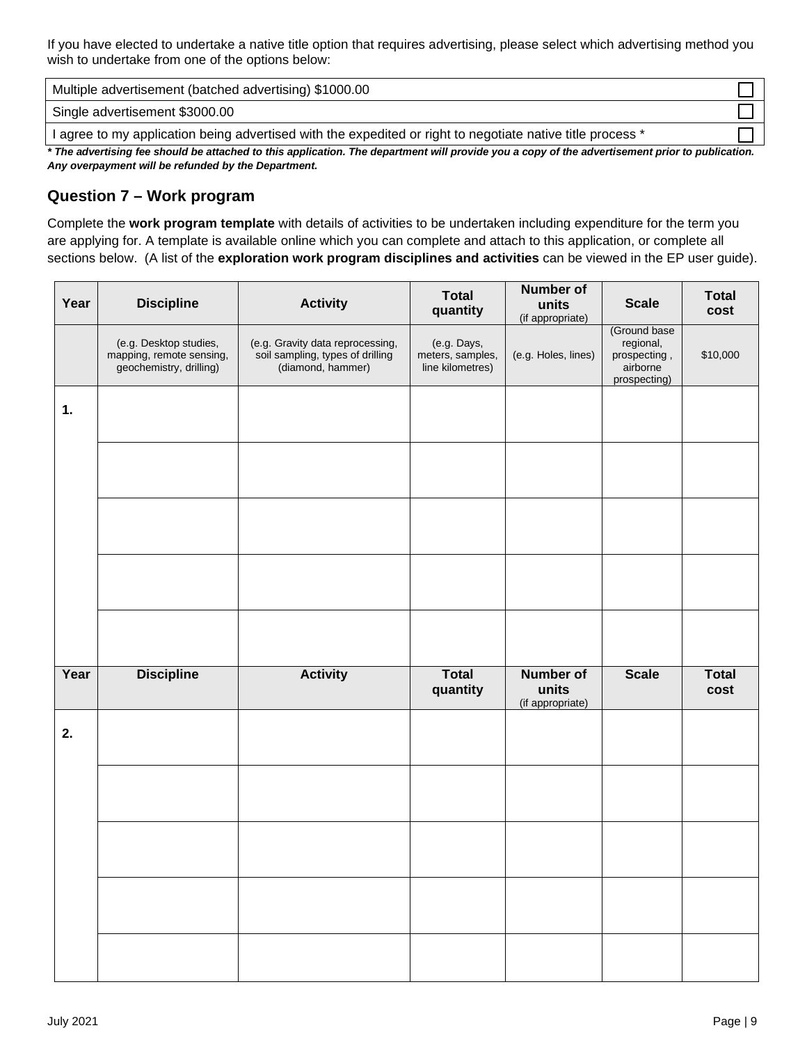If you have elected to undertake a native title option that requires advertising, please select which advertising method you wish to undertake from one of the options below:

| | |
|---|---|
| Multiple advertisement (batched advertising) $1000.00 | ☐ |
| Single advertisement $3000.00 | ☐ |
| I agree to my application being advertised with the expedited or right to negotiate native title process * | ☐ |

***** *The advertising fee should be attached to this application. The department will provide you a copy of the advertisement prior to publication. Any overpayment will be refunded by the Department.*

## Question 7 – Work program

Complete the **work program template** with details of activities to be undertaken including expenditure for the term you are applying for. A template is available online which you can complete and attach to this application, or complete all sections below. (A list of the **exploration work program disciplines and activities** can be viewed in the EP user guide).

| Year | Discipline | Activity | Total quantity | Number of units (if appropriate) | Scale | Total cost |
|---|---|---|---|---|---|---|
| | (e.g. Desktop studies, mapping, remote sensing, geochemistry, drilling) | (e.g. Gravity data reprocessing, soil sampling, types of drilling (diamond, hammer) | (e.g. Days, meters, samples, line kilometres) | (e.g. Holes, lines) | (Ground base regional, prospecting , airborne prospecting) | $10,000 |
| 1. | | | | | | |
| | | | | | | |
| | | | | | | |
| | | | | | | |
| | | | | | | |

| Year | Discipline | Activity | Total quantity | Number of units (if appropriate) | Scale | Total cost |
|---|---|---|---|---|---|---|
| 2. | | | | | | |
| | | | | | | |
| | | | | | | |
| | | | | | | |
| | | | | | | |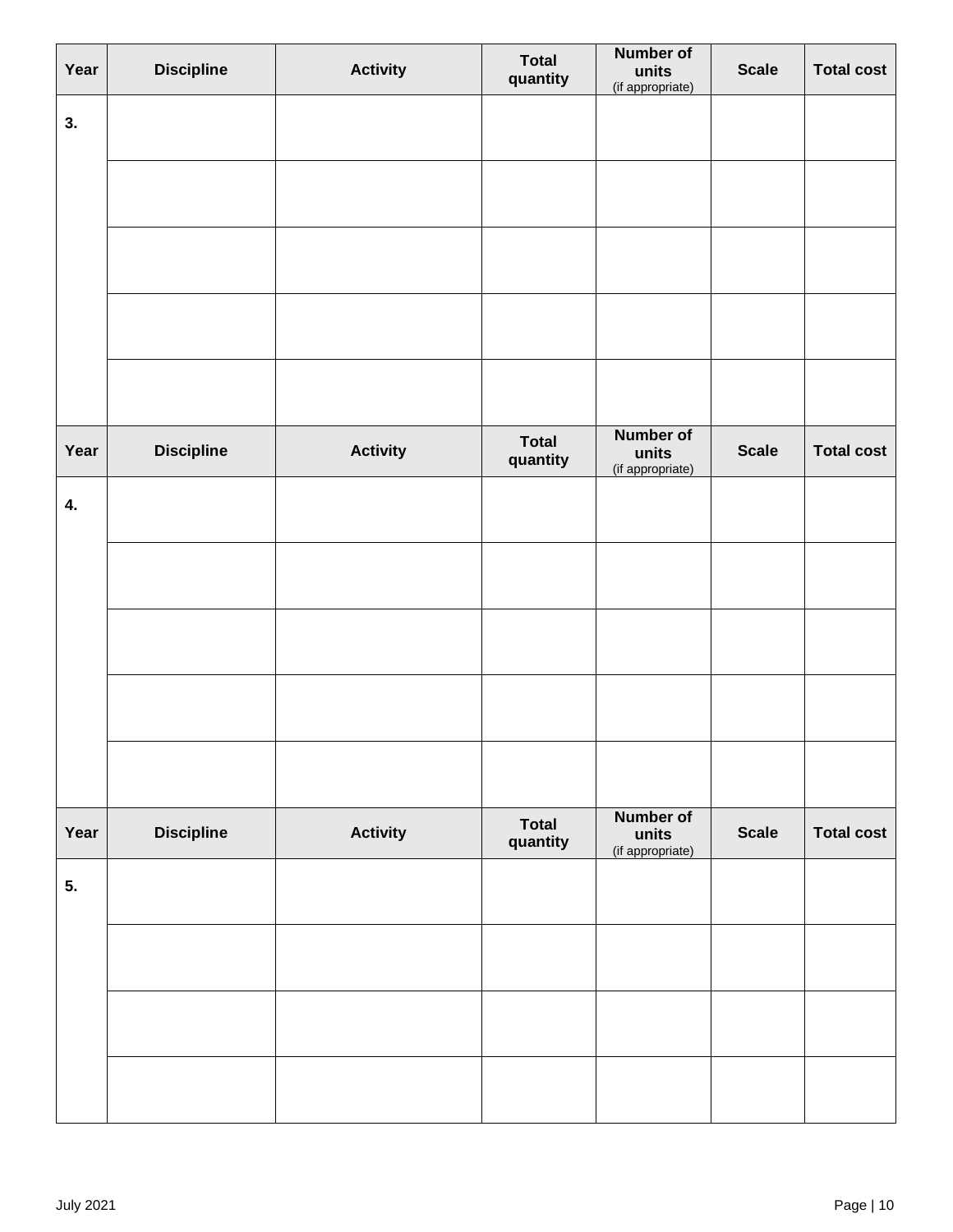| Year | Discipline | Activity | Total quantity | Number of units (if appropriate) | Scale | Total cost |
|---|---|---|---|---|---|---|
| **3.** | | | | | | |
| | | | | | | |
| | | | | | | |
| | | | | | | |
| | | | | | | |

| Year | Discipline | Activity | Total quantity | Number of units (if appropriate) | Scale | Total cost |
|---|---|---|---|---|---|---|
| **4.** | | | | | | |
| | | | | | | |
| | | | | | | |
| | | | | | | |
| | | | | | | |

| Year | Discipline | Activity | Total quantity | Number of units (if appropriate) | Scale | Total cost |
|---|---|---|---|---|---|---|
| **5.** | | | | | | |
| | | | | | | |
| | | | | | | |
| | | | | | | |

July 2021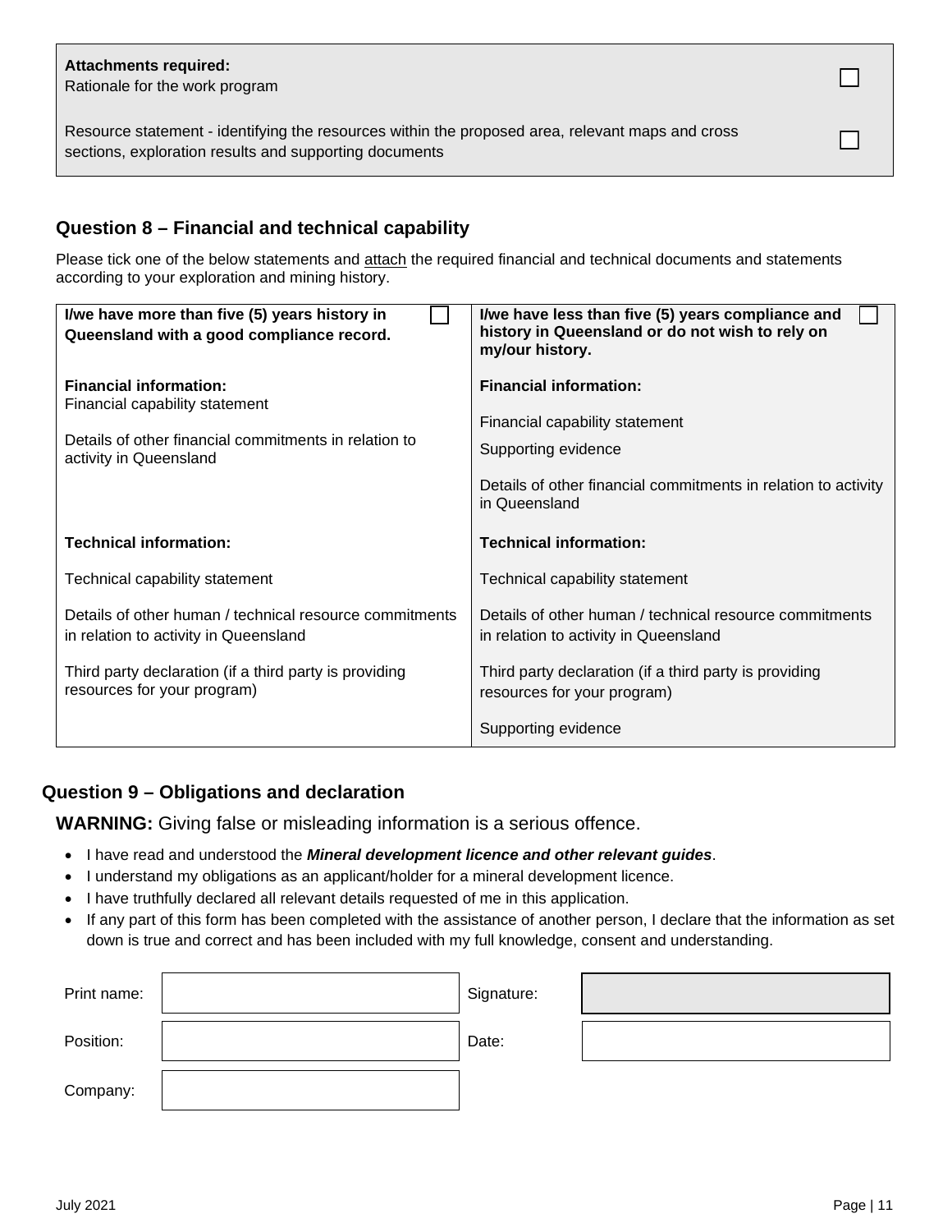| **Attachments required:** | |
|---|---|
| Rationale for the work program | ☐ |
| Resource statement - identifying the resources within the proposed area, relevant maps and cross sections, exploration results and supporting documents | ☐ |

## Question 8 – Financial and technical capability

Please tick one of the below statements and attach the required financial and technical documents and statements according to your exploration and mining history.

| **I/we have more than five (5) years history in Queensland with a good compliance record.** ☐ | **I/we have less than five (5) years compliance and history in Queensland or do not wish to rely on my/our history.** ☐ |
|---|---|
| **Financial information:**<br>Financial capability statement<br><br>Details of other financial commitments in relation to activity in Queensland | **Financial information:**<br><br>Financial capability statement<br>Supporting evidence<br><br>Details of other financial commitments in relation to activity in Queensland |
| **Technical information:**<br><br>Technical capability statement<br><br>Details of other human / technical resource commitments in relation to activity in Queensland<br><br>Third party declaration (if a third party is providing resources for your program) | **Technical information:**<br><br>Technical capability statement<br><br>Details of other human / technical resource commitments in relation to activity in Queensland<br><br>Third party declaration (if a third party is providing resources for your program)<br><br>Supporting evidence |

## Question 9 – Obligations and declaration

**WARNING:** Giving false or misleading information is a serious offence.

- I have read and understood the ***Mineral development licence and other relevant guides***.
- I understand my obligations as an applicant/holder for a mineral development licence.
- I have truthfully declared all relevant details requested of me in this application.
- If any part of this form has been completed with the assistance of another person, I declare that the information as set down is true and correct and has been included with my full knowledge, consent and understanding.

| | | | |
|---|---|---|---|
| Print name: | | Signature: | |
| Position: | | Date: | |
| Company: | | | |

July 2021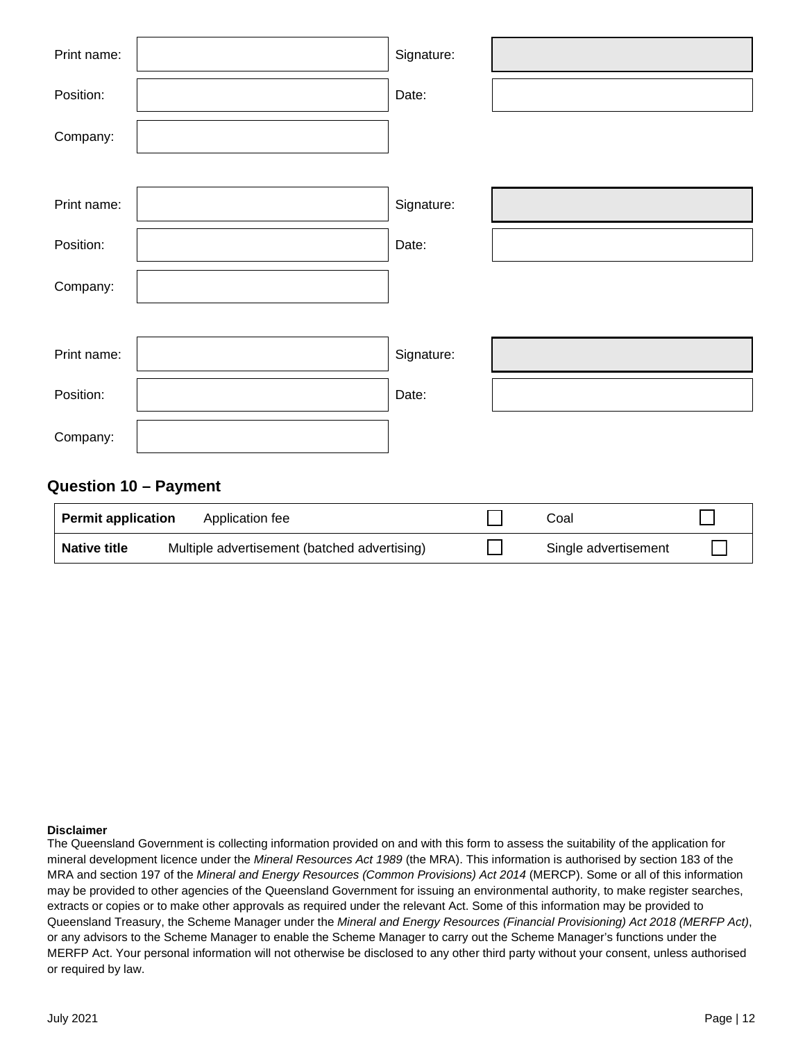| | | | |
|---|---|---|---|
| Print name: | | Signature: | |
| Position: | | Date: | |
| Company: | | | |

| | | | |
|---|---|---|---|
| Print name: | | Signature: | |
| Position: | | Date: | |
| Company: | | | |

| | | | |
|---|---|---|---|
| Print name: | | Signature: | |
| Position: | | Date: | |
| Company: | | | |

## Question 10 – Payment

| | | | | |
|---|---|---|---|---|
| **Permit application** | Application fee | ☐ | Coal | ☐ |
| **Native title** | Multiple advertisement (batched advertising) | ☐ | Single advertisement | ☐ |

**Disclaimer**

The Queensland Government is collecting information provided on and with this form to assess the suitability of the application for mineral development licence under the *Mineral Resources Act 1989* (the MRA). This information is authorised by section 183 of the MRA and section 197 of the *Mineral and Energy Resources (Common Provisions) Act 2014* (MERCP). Some or all of this information may be provided to other agencies of the Queensland Government for issuing an environmental authority, to make register searches, extracts or copies or to make other approvals as required under the relevant Act. Some of this information may be provided to Queensland Treasury, the Scheme Manager under the *Mineral and Energy Resources (Financial Provisioning) Act 2018 (MERFP Act)*, or any advisors to the Scheme Manager to enable the Scheme Manager to carry out the Scheme Manager's functions under the MERFP Act. Your personal information will not otherwise be disclosed to any other third party without your consent, unless authorised or required by law.

July 2021